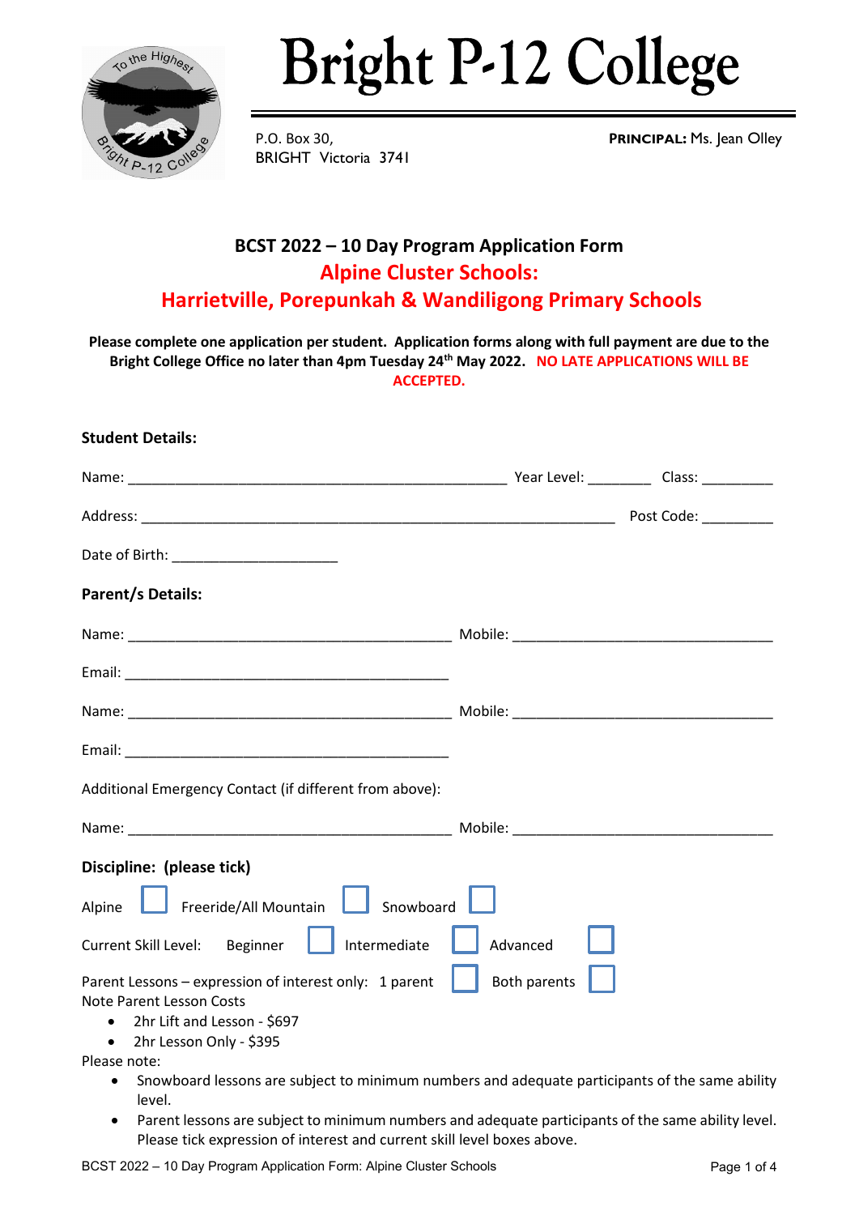# Bright P-12 College

P.O. Box 30,
BRIGHT Victoria 3741

**PRINCIPAL:** Ms. Jean Olley

## BCST 2022 – 10 Day Program Application Form

## Alpine Cluster Schools:

## Harrietville, Porepunkah & Wandiligong Primary Schools

**Please complete one application per student. Application forms along with full payment are due to the Bright College Office no later than 4pm Tuesday 24th May 2022. NO LATE APPLICATIONS WILL BE ACCEPTED.**

**Student Details:**

Name: ______________________________________________ Year Level: ________ Class: _________

Address: ____________________________________________________________ Post Code: _________

Date of Birth: ____________________

**Parent/s Details:**

Name: ________________________________________ Mobile: ________________________________

Email: ________________________________________

Name: ________________________________________ Mobile: ________________________________

Email: ________________________________________

Additional Emergency Contact (if different from above):

Name: ________________________________________ Mobile: ________________________________

**Discipline: (please tick)**

Alpine ☐ Freeride/All Mountain ☐ Snowboard ☐

Current Skill Level: Beginner ☐ Intermediate ☐ Advanced ☐

Parent Lessons – expression of interest only: 1 parent ☐ Both parents ☐

Note Parent Lesson Costs

- 2hr Lift and Lesson - $697
- 2hr Lesson Only - $395

Please note:

- Snowboard lessons are subject to minimum numbers and adequate participants of the same ability level.
- Parent lessons are subject to minimum numbers and adequate participants of the same ability level. Please tick expression of interest and current skill level boxes above.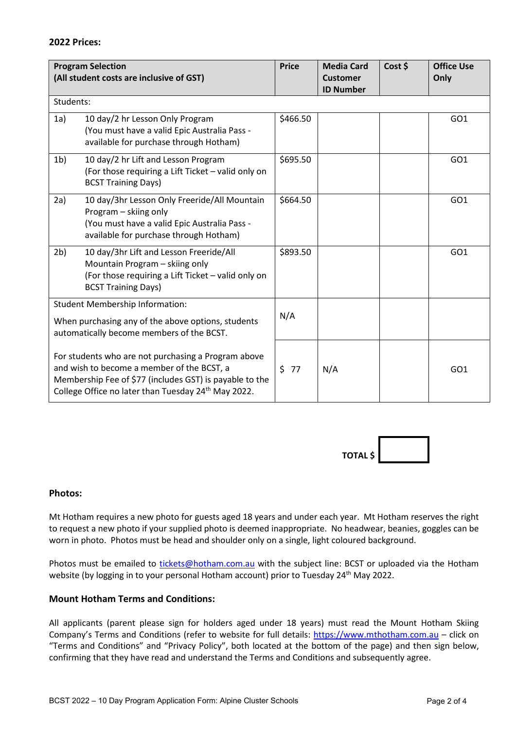## 2022 Prices:

| Program Selection (All student costs are inclusive of GST) | | Price | Media Card Customer ID Number | Cost $ | Office Use Only |
|---|---|---|---|---|---|
| Students: | | | | | |
| 1a) | 10 day/2 hr Lesson Only Program (You must have a valid Epic Australia Pass - available for purchase through Hotham) | $466.50 | | | GO1 |
| 1b) | 10 day/2 hr Lift and Lesson Program (For those requiring a Lift Ticket – valid only on BCST Training Days) | $695.50 | | | GO1 |
| 2a) | 10 day/3hr Lesson Only Freeride/All Mountain Program – skiing only (You must have a valid Epic Australia Pass - available for purchase through Hotham) | $664.50 | | | GO1 |
| 2b) | 10 day/3hr Lift and Lesson Freeride/All Mountain Program – skiing only (For those requiring a Lift Ticket – valid only on BCST Training Days) | $893.50 | | | GO1 |
| Student Membership Information: When purchasing any of the above options, students automatically become members of the BCST. | | N/A | | | |
| For students who are not purchasing a Program above and wish to become a member of the BCST, a Membership Fee of $77 (includes GST) is payable to the College Office no later than Tuesday 24th May 2022. | | $ 77 | N/A | | GO1 |

**TOTAL $** ______

### Photos:

Mt Hotham requires a new photo for guests aged 18 years and under each year. Mt Hotham reserves the right to request a new photo if your supplied photo is deemed inappropriate. No headwear, beanies, goggles can be worn in photo. Photos must be head and shoulder only on a single, light coloured background.

Photos must be emailed to tickets@hotham.com.au with the subject line: BCST or uploaded via the Hotham website (by logging in to your personal Hotham account) prior to Tuesday 24th May 2022.

### Mount Hotham Terms and Conditions:

All applicants (parent please sign for holders aged under 18 years) must read the Mount Hotham Skiing Company's Terms and Conditions (refer to website for full details: https://www.mthotham.com.au – click on "Terms and Conditions" and "Privacy Policy", both located at the bottom of the page) and then sign below, confirming that they have read and understand the Terms and Conditions and subsequently agree.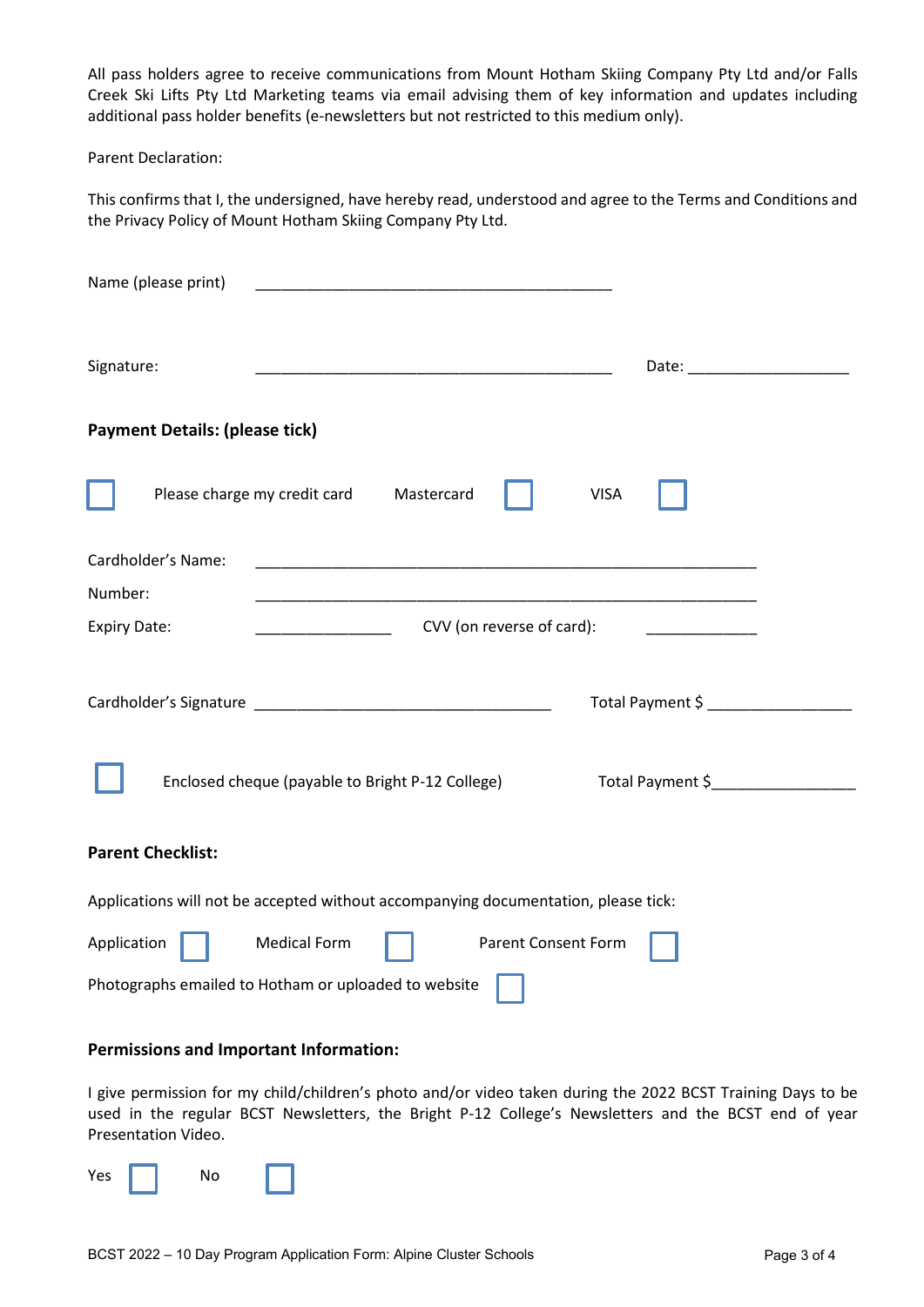All pass holders agree to receive communications from Mount Hotham Skiing Company Pty Ltd and/or Falls Creek Ski Lifts Pty Ltd Marketing teams via email advising them of key information and updates including additional pass holder benefits (e-newsletters but not restricted to this medium only).

Parent Declaration:

This confirms that I, the undersigned, have hereby read, understood and agree to the Terms and Conditions and the Privacy Policy of Mount Hotham Skiing Company Pty Ltd.

Name (please print) ___________________________________________

Signature: ___________________________________________ Date: ___________________

**Payment Details: (please tick)**

☐ Please charge my credit card Mastercard ☐ VISA ☐

Cardholder's Name: ____________________________________________________________

Number: ____________________________________________________________

Expiry Date: ________________ CVV (on reverse of card): _____________

Cardholder's Signature ___________________________________ Total Payment $ _________________

☐ Enclosed cheque (payable to Bright P-12 College) Total Payment $_________________

**Parent Checklist:**

Applications will not be accepted without accompanying documentation, please tick:

Application ☐ Medical Form ☐ Parent Consent Form ☐

Photographs emailed to Hotham or uploaded to website ☐

**Permissions and Important Information:**

I give permission for my child/children's photo and/or video taken during the 2022 BCST Training Days to be used in the regular BCST Newsletters, the Bright P-12 College's Newsletters and the BCST end of year Presentation Video.

Yes ☐ No ☐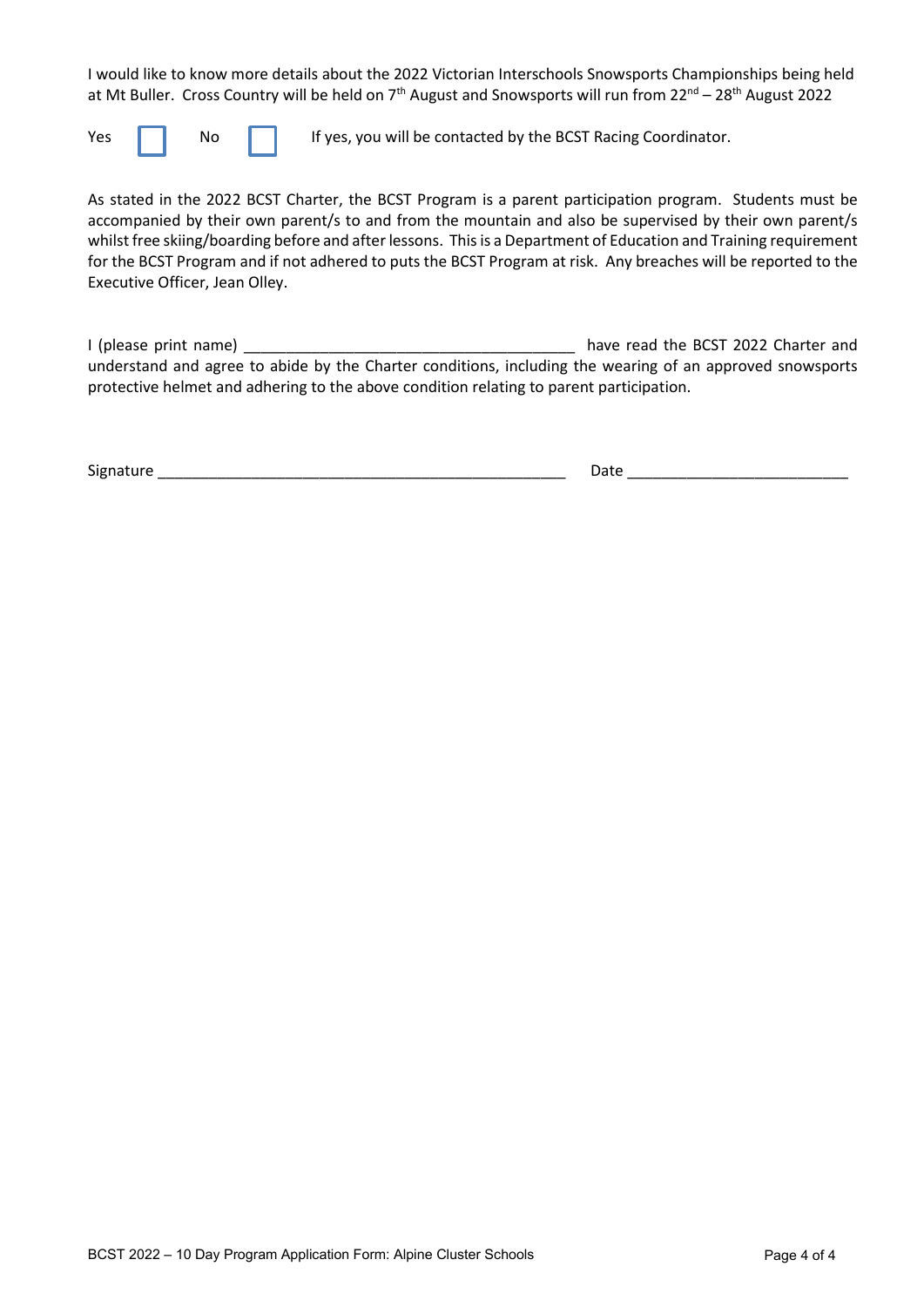I would like to know more details about the 2022 Victorian Interschools Snowsports Championships being held at Mt Buller. Cross Country will be held on 7th August and Snowsports will run from 22nd – 28th August 2022

Yes ☐ No ☐ If yes, you will be contacted by the BCST Racing Coordinator.

As stated in the 2022 BCST Charter, the BCST Program is a parent participation program. Students must be accompanied by their own parent/s to and from the mountain and also be supervised by their own parent/s whilst free skiing/boarding before and after lessons. This is a Department of Education and Training requirement for the BCST Program and if not adhered to puts the BCST Program at risk. Any breaches will be reported to the Executive Officer, Jean Olley.

I (please print name) ________________________________________ have read the BCST 2022 Charter and understand and agree to abide by the Charter conditions, including the wearing of an approved snowsports protective helmet and adhering to the above condition relating to parent participation.

Signature __________________________________________________ Date __________________________